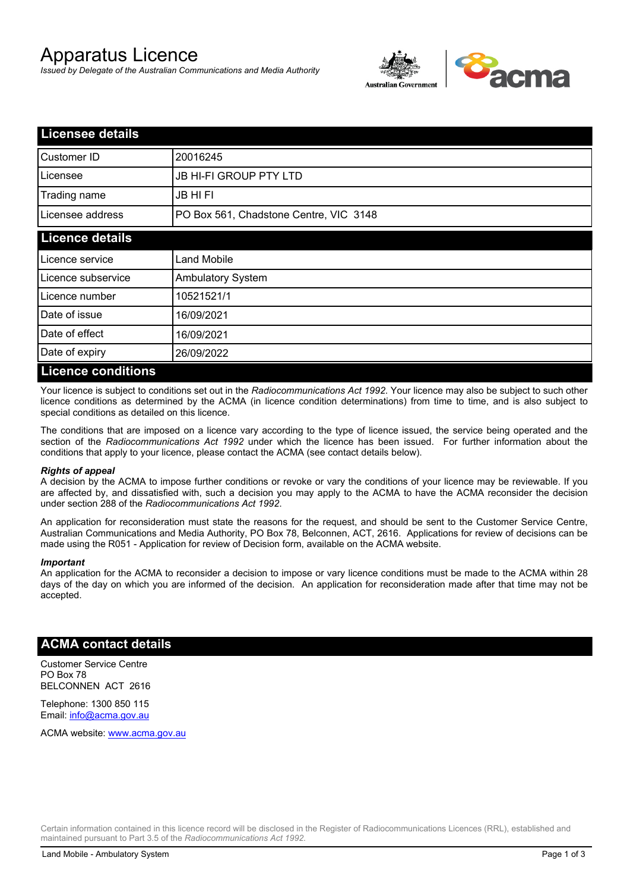# Apparatus Licence

*Issued by Delegate of the Australian Communications and Media Authority*

## Licensee details

| | |
|---|---|
| Customer ID | 20016245 |
| Licensee | JB HI-FI GROUP PTY LTD |
| Trading name | JB HI FI |
| Licensee address | PO Box 561, Chadstone Centre, VIC 3148 |

## Licence details

| | |
|---|---|
| Licence service | Land Mobile |
| Licence subservice | Ambulatory System |
| Licence number | 10521521/1 |
| Date of issue | 16/09/2021 |
| Date of effect | 16/09/2021 |
| Date of expiry | 26/09/2022 |

## Licence conditions

Your licence is subject to conditions set out in the *Radiocommunications Act 1992*. Your licence may also be subject to such other licence conditions as determined by the ACMA (in licence condition determinations) from time to time, and is also subject to special conditions as detailed on this licence.

The conditions that are imposed on a licence vary according to the type of licence issued, the service being operated and the section of the *Radiocommunications Act 1992* under which the licence has been issued. For further information about the conditions that apply to your licence, please contact the ACMA (see contact details below).

#### *Rights of appeal*

A decision by the ACMA to impose further conditions or revoke or vary the conditions of your licence may be reviewable. If you are affected by, and dissatisfied with, such a decision you may apply to the ACMA to have the ACMA reconsider the decision under section 288 of the *Radiocommunications Act 1992*.

An application for reconsideration must state the reasons for the request, and should be sent to the Customer Service Centre, Australian Communications and Media Authority, PO Box 78, Belconnen, ACT, 2616. Applications for review of decisions can be made using the R051 - Application for review of Decision form, available on the ACMA website.

#### *Important*

An application for the ACMA to reconsider a decision to impose or vary licence conditions must be made to the ACMA within 28 days of the day on which you are informed of the decision. An application for reconsideration made after that time may not be accepted.

## ACMA contact details

Customer Service Centre
PO Box 78
BELCONNEN ACT 2616

Telephone: 1300 850 115
Email: info@acma.gov.au

ACMA website: www.acma.gov.au

Certain information contained in this licence record will be disclosed in the Register of Radiocommunications Licences (RRL), established and maintained pursuant to Part 3.5 of the *Radiocommunications Act 1992.*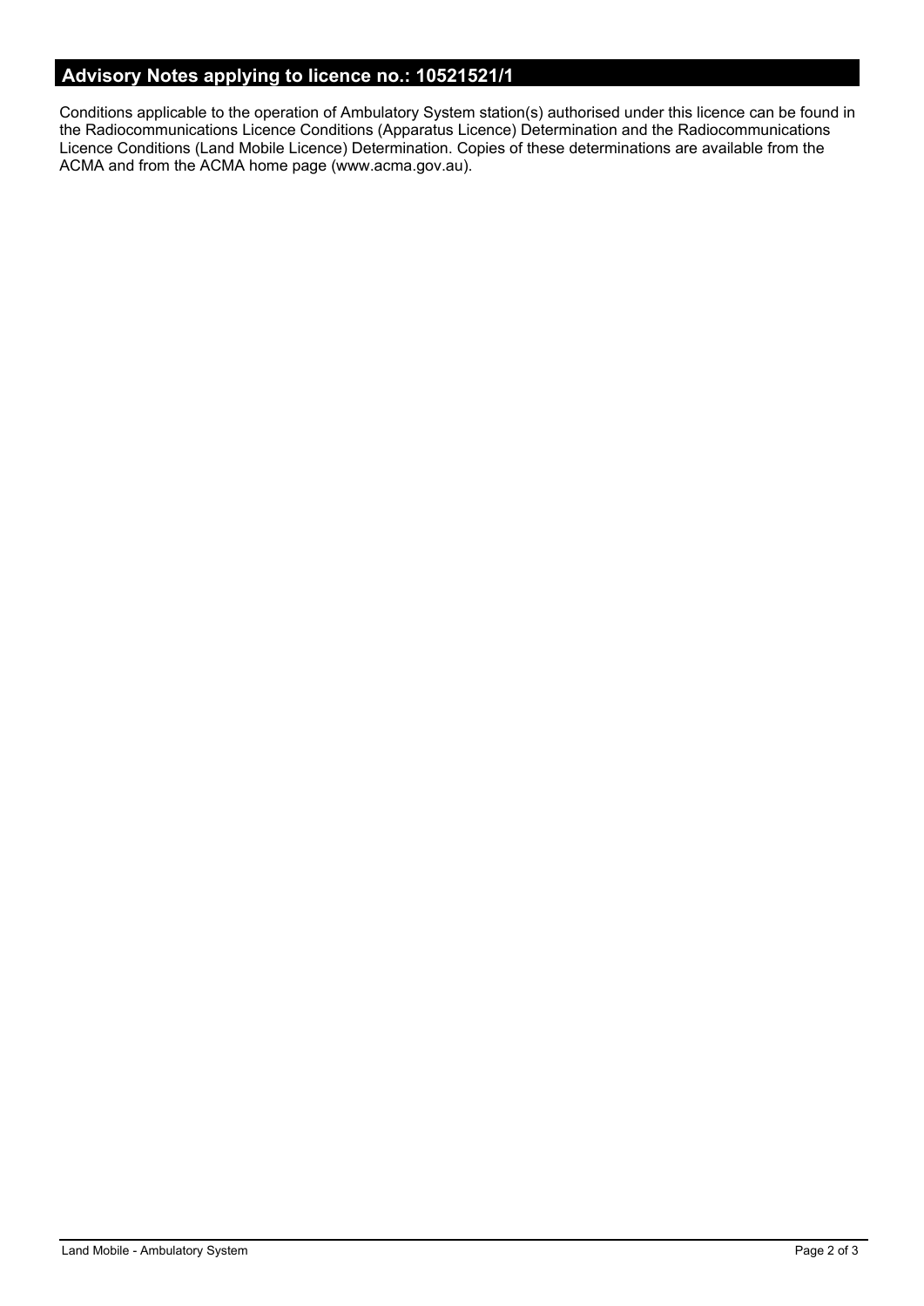## Advisory Notes applying to licence no.: 10521521/1

Conditions applicable to the operation of Ambulatory System station(s) authorised under this licence can be found in the Radiocommunications Licence Conditions (Apparatus Licence) Determination and the Radiocommunications Licence Conditions (Land Mobile Licence) Determination. Copies of these determinations are available from the ACMA and from the ACMA home page (www.acma.gov.au).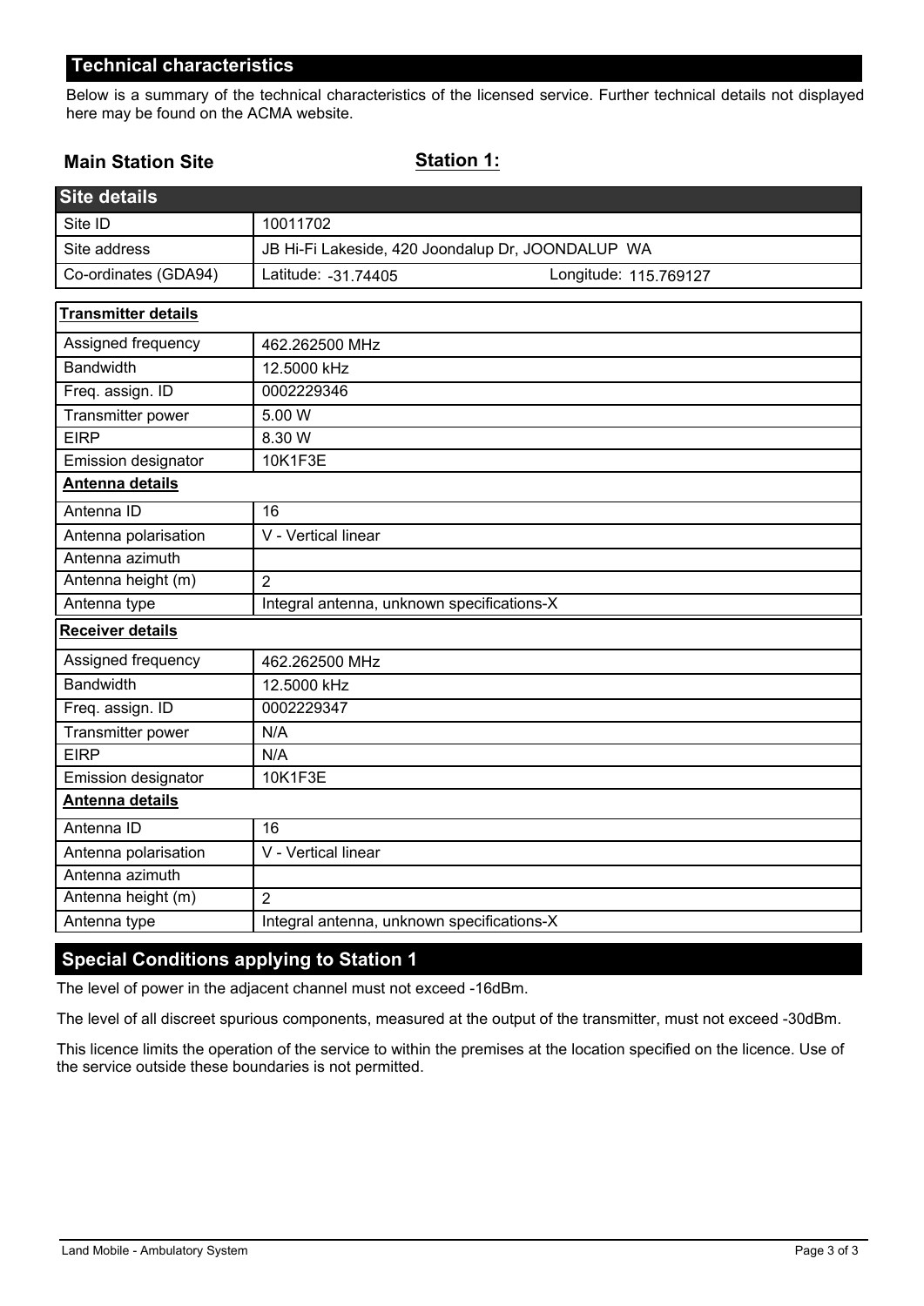## Technical characteristics

Below is a summary of the technical characteristics of the licensed service. Further technical details not displayed here may be found on the ACMA website.

**Main Station Site** **Station 1:**

| Site details | | |
|---|---|---|
| Site ID | 10011702 | |
| Site address | JB Hi-Fi Lakeside, 420 Joondalup Dr, JOONDALUP WA | |
| Co-ordinates (GDA94) | Latitude: -31.74405 | Longitude: 115.769127 |

| Transmitter details | |
|---|---|
| Assigned frequency | 462.262500 MHz |
| Bandwidth | 12.5000 kHz |
| Freq. assign. ID | 0002229346 |
| Transmitter power | 5.00 W |
| EIRP | 8.30 W |
| Emission designator | 10K1F3E |
| **Antenna details** | |
| Antenna ID | 16 |
| Antenna polarisation | V - Vertical linear |
| Antenna azimuth | |
| Antenna height (m) | 2 |
| Antenna type | Integral antenna, unknown specifications-X |

| Receiver details | |
|---|---|
| Assigned frequency | 462.262500 MHz |
| Bandwidth | 12.5000 kHz |
| Freq. assign. ID | 0002229347 |
| Transmitter power | N/A |
| EIRP | N/A |
| Emission designator | 10K1F3E |
| **Antenna details** | |
| Antenna ID | 16 |
| Antenna polarisation | V - Vertical linear |
| Antenna azimuth | |
| Antenna height (m) | 2 |
| Antenna type | Integral antenna, unknown specifications-X |

## Special Conditions applying to Station 1

The level of power in the adjacent channel must not exceed -16dBm.

The level of all discreet spurious components, measured at the output of the transmitter, must not exceed -30dBm.

This licence limits the operation of the service to within the premises at the location specified on the licence. Use of the service outside these boundaries is not permitted.